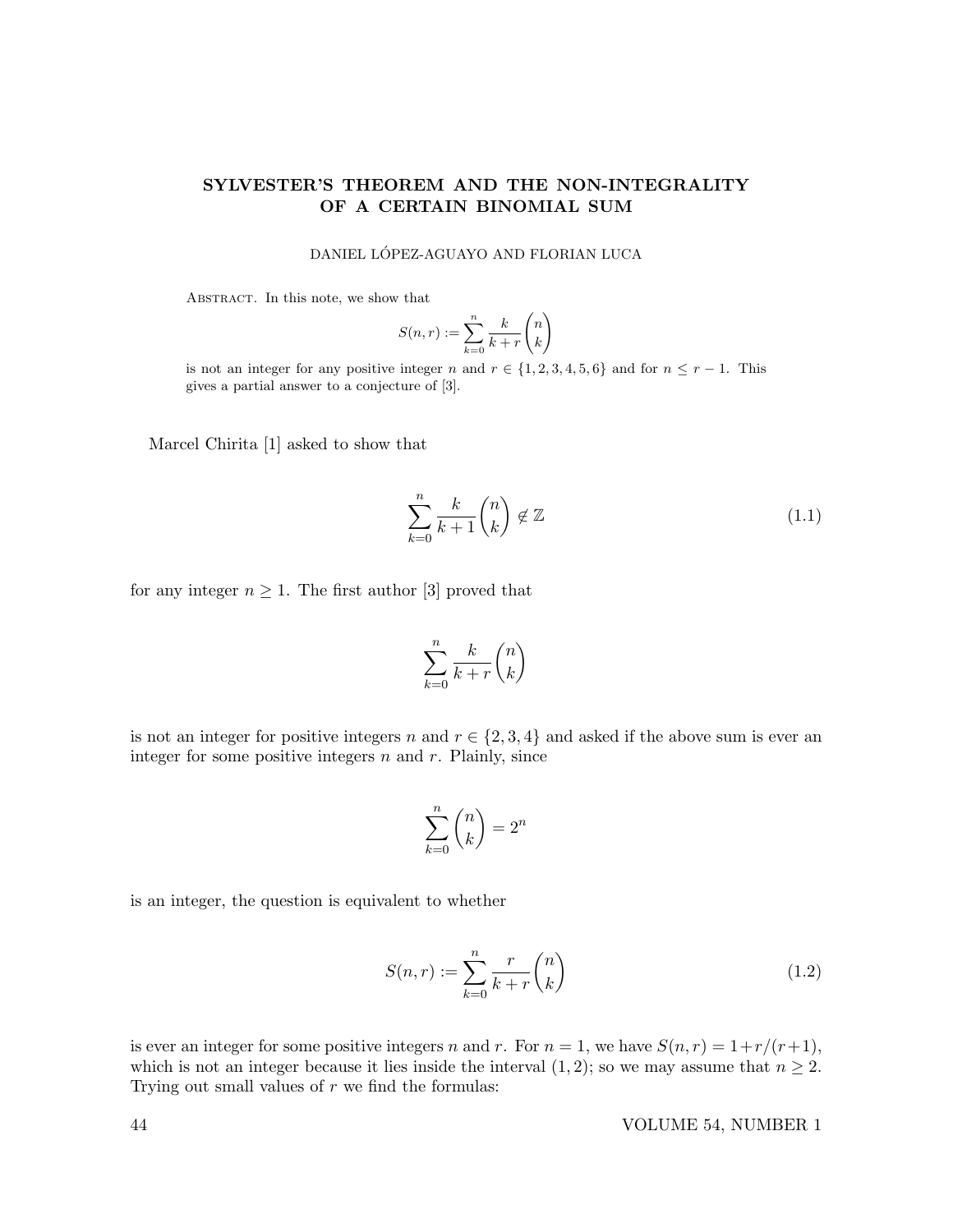# SYLVESTER'S THEOREM AND THE NON-INTEGRALITY OF A CERTAIN BINOMIAL SUM

DANIEL LÓPEZ-AGUAYO AND FLORIAN LUCA

Abstract. In this note, we show that

$$S(n,r) := \sum_{k=0}^{n} \frac{k}{k+r}\binom{n}{k}$$

is not an integer for any positive integer $n$ and $r \in \{1,2,3,4,5,6\}$ and for $n \leq r-1$. This gives a partial answer to a conjecture of [3].

Marcel Chirita [1] asked to show that

$$\sum_{k=0}^{n} \frac{k}{k+1}\binom{n}{k} \notin \mathbb{Z} \tag{1.1}$$

for any integer $n \geq 1$. The first author [3] proved that

$$\sum_{k=0}^{n} \frac{k}{k+r}\binom{n}{k}$$

is not an integer for positive integers $n$ and $r \in \{2,3,4\}$ and asked if the above sum is ever an integer for some positive integers $n$ and $r$. Plainly, since

$$\sum_{k=0}^{n} \binom{n}{k} = 2^n$$

is an integer, the question is equivalent to whether

$$S(n,r) := \sum_{k=0}^{n} \frac{r}{k+r}\binom{n}{k} \tag{1.2}$$

is ever an integer for some positive integers $n$ and $r$. For $n = 1$, we have $S(n,r) = 1 + r/(r+1)$, which is not an integer because it lies inside the interval $(1,2)$; so we may assume that $n \geq 2$. Trying out small values of $r$ we find the formulas: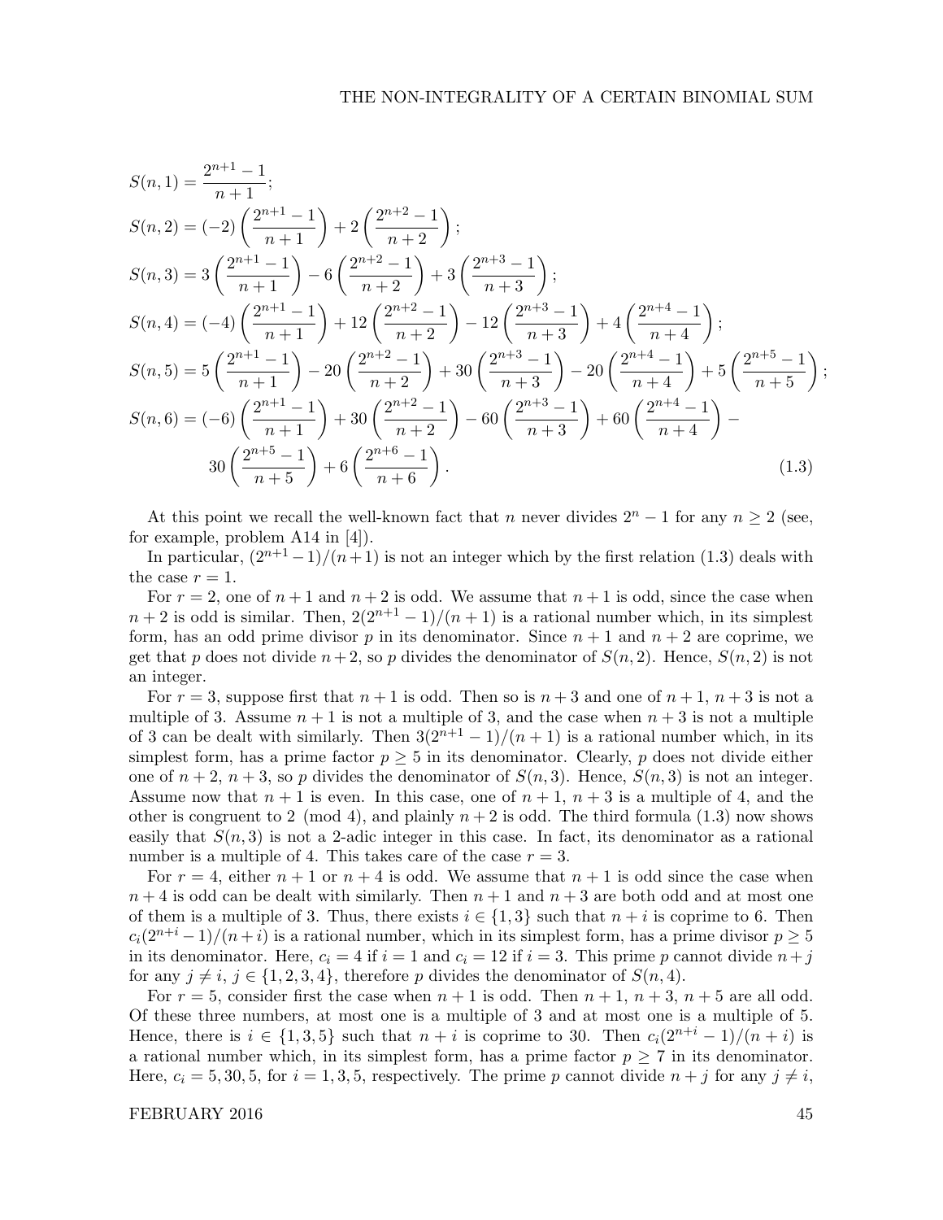$$
\begin{aligned}
S(n,1) &= \frac{2^{n+1}-1}{n+1};\\
S(n,2) &= (-2)\left(\frac{2^{n+1}-1}{n+1}\right) + 2\left(\frac{2^{n+2}-1}{n+2}\right);\\
S(n,3) &= 3\left(\frac{2^{n+1}-1}{n+1}\right) - 6\left(\frac{2^{n+2}-1}{n+2}\right) + 3\left(\frac{2^{n+3}-1}{n+3}\right);\\
S(n,4) &= (-4)\left(\frac{2^{n+1}-1}{n+1}\right) + 12\left(\frac{2^{n+2}-1}{n+2}\right) - 12\left(\frac{2^{n+3}-1}{n+3}\right) + 4\left(\frac{2^{n+4}-1}{n+4}\right);\\
S(n,5) &= 5\left(\frac{2^{n+1}-1}{n+1}\right) - 20\left(\frac{2^{n+2}-1}{n+2}\right) + 30\left(\frac{2^{n+3}-1}{n+3}\right) - 20\left(\frac{2^{n+4}-1}{n+4}\right) + 5\left(\frac{2^{n+5}-1}{n+5}\right);\\
S(n,6) &= (-6)\left(\frac{2^{n+1}-1}{n+1}\right) + 30\left(\frac{2^{n+2}-1}{n+2}\right) - 60\left(\frac{2^{n+3}-1}{n+3}\right) + 60\left(\frac{2^{n+4}-1}{n+4}\right) -\\
&\quad 30\left(\frac{2^{n+5}-1}{n+5}\right) + 6\left(\frac{2^{n+6}-1}{n+6}\right). \qquad (1.3)
\end{aligned}
$$

At this point we recall the well-known fact that $n$ never divides $2^n - 1$ for any $n \geq 2$ (see, for example, problem A14 in [4]).

In particular, $(2^{n+1}-1)/(n+1)$ is not an integer which by the first relation (1.3) deals with the case $r = 1$.

For $r = 2$, one of $n+1$ and $n+2$ is odd. We assume that $n+1$ is odd, since the case when $n+2$ is odd is similar. Then, $2(2^{n+1}-1)/(n+1)$ is a rational number which, in its simplest form, has an odd prime divisor $p$ in its denominator. Since $n+1$ and $n+2$ are coprime, we get that $p$ does not divide $n+2$, so $p$ divides the denominator of $S(n,2)$. Hence, $S(n,2)$ is not an integer.

For $r = 3$, suppose first that $n+1$ is odd. Then so is $n+3$ and one of $n+1$, $n+3$ is not a multiple of 3. Assume $n+1$ is not a multiple of 3, and the case when $n+3$ is not a multiple of 3 can be dealt with similarly. Then $3(2^{n+1}-1)/(n+1)$ is a rational number which, in its simplest form, has a prime factor $p \geq 5$ in its denominator. Clearly, $p$ does not divide either one of $n+2$, $n+3$, so $p$ divides the denominator of $S(n,3)$. Hence, $S(n,3)$ is not an integer. Assume now that $n+1$ is even. In this case, one of $n+1$, $n+3$ is a multiple of 4, and the other is congruent to $2 \pmod 4$, and plainly $n+2$ is odd. The third formula (1.3) now shows easily that $S(n,3)$ is not a 2-adic integer in this case. In fact, its denominator as a rational number is a multiple of 4. This takes care of the case $r = 3$.

For $r = 4$, either $n+1$ or $n+4$ is odd. We assume that $n+1$ is odd since the case when $n+4$ is odd can be dealt with similarly. Then $n+1$ and $n+3$ are both odd and at most one of them is a multiple of 3. Thus, there exists $i \in \{1,3\}$ such that $n+i$ is coprime to 6. Then $c_i(2^{n+i}-1)/(n+i)$ is a rational number, which in its simplest form, has a prime divisor $p \geq 5$ in its denominator. Here, $c_i = 4$ if $i = 1$ and $c_i = 12$ if $i = 3$. This prime $p$ cannot divide $n+j$ for any $j \neq i$, $j \in \{1,2,3,4\}$, therefore $p$ divides the denominator of $S(n,4)$.

For $r = 5$, consider first the case when $n+1$ is odd. Then $n+1$, $n+3$, $n+5$ are all odd. Of these three numbers, at most one is a multiple of 3 and at most one is a multiple of 5. Hence, there is $i \in \{1,3,5\}$ such that $n+i$ is coprime to 30. Then $c_i(2^{n+i}-1)/(n+i)$ is a rational number which, in its simplest form, has a prime factor $p \geq 7$ in its denominator. Here, $c_i = 5, 30, 5$, for $i = 1, 3, 5$, respectively. The prime $p$ cannot divide $n+j$ for any $j \neq i$,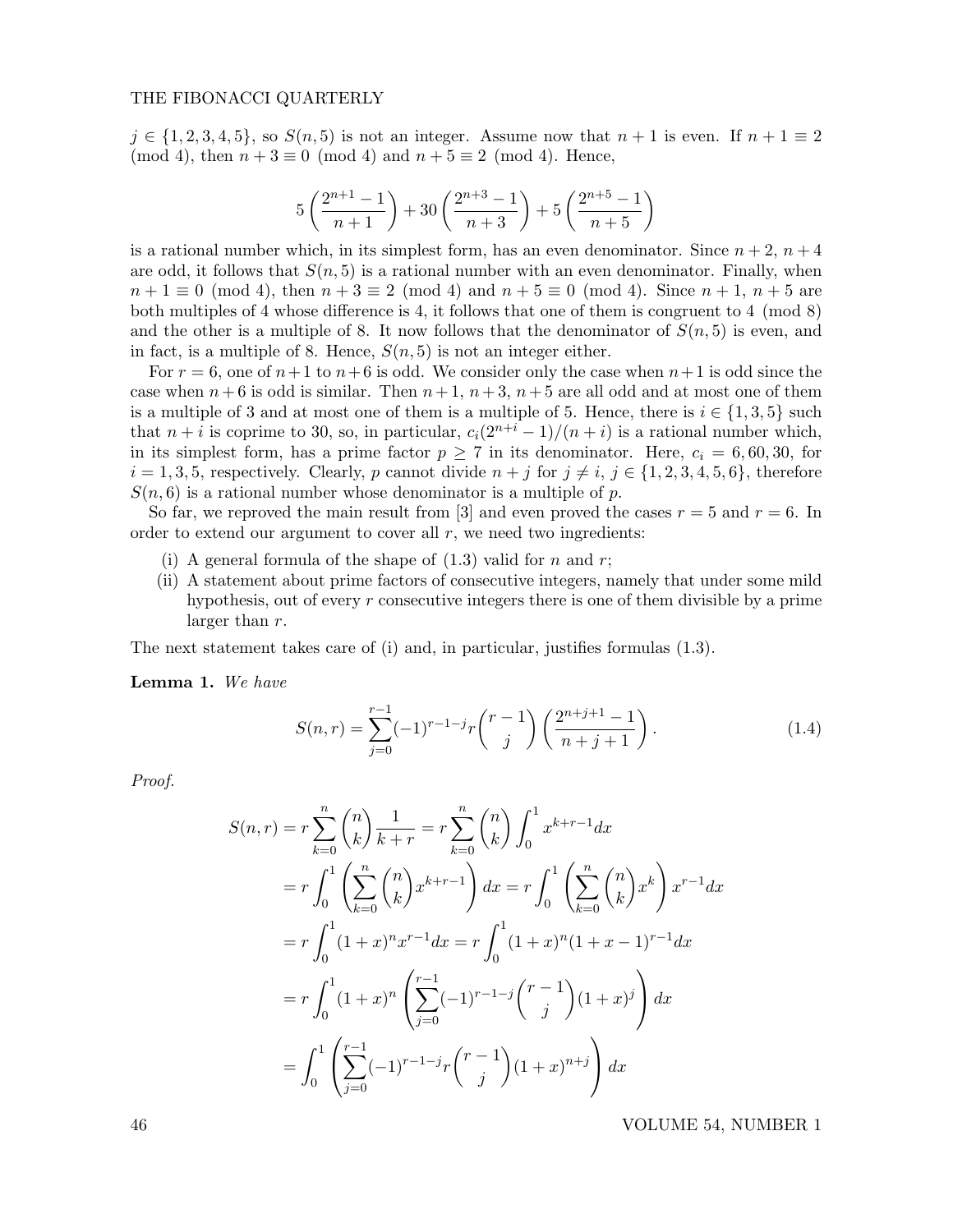$j \in \{1, 2, 3, 4, 5\}$, so $S(n, 5)$ is not an integer. Assume now that $n+1$ is even. If $n+1 \equiv 2 \pmod 4$, then $n+3 \equiv 0 \pmod 4$ and $n+5 \equiv 2 \pmod 4$. Hence,

$$5\left(\frac{2^{n+1}-1}{n+1}\right) + 30\left(\frac{2^{n+3}-1}{n+3}\right) + 5\left(\frac{2^{n+5}-1}{n+5}\right)$$

is a rational number which, in its simplest form, has an even denominator. Since $n+2$, $n+4$ are odd, it follows that $S(n, 5)$ is a rational number with an even denominator. Finally, when $n+1 \equiv 0 \pmod 4$, then $n+3 \equiv 2 \pmod 4$ and $n+5 \equiv 0 \pmod 4$. Since $n+1$, $n+5$ are both multiples of 4 whose difference is 4, it follows that one of them is congruent to $4 \pmod 8$ and the other is a multiple of 8. It now follows that the denominator of $S(n, 5)$ is even, and in fact, is a multiple of 8. Hence, $S(n, 5)$ is not an integer either.

For $r = 6$, one of $n+1$ to $n+6$ is odd. We consider only the case when $n+1$ is odd since the case when $n+6$ is odd is similar. Then $n+1$, $n+3$, $n+5$ are all odd and at most one of them is a multiple of 3 and at most one of them is a multiple of 5. Hence, there is $i \in \{1, 3, 5\}$ such that $n+i$ is coprime to 30, so, in particular, $c_i(2^{n+i}-1)/(n+i)$ is a rational number which, in its simplest form, has a prime factor $p \geq 7$ in its denominator. Here, $c_i = 6, 60, 30$, for $i = 1, 3, 5$, respectively. Clearly, $p$ cannot divide $n+j$ for $j \neq i$, $j \in \{1, 2, 3, 4, 5, 6\}$, therefore $S(n, 6)$ is a rational number whose denominator is a multiple of $p$.

So far, we reproved the main result from [3] and even proved the cases $r = 5$ and $r = 6$. In order to extend our argument to cover all $r$, we need two ingredients:

(i) A general formula of the shape of (1.3) valid for $n$ and $r$;
(ii) A statement about prime factors of consecutive integers, namely that under some mild hypothesis, out of every $r$ consecutive integers there is one of them divisible by a prime larger than $r$.

The next statement takes care of (i) and, in particular, justifies formulas (1.3).

**Lemma 1.** *We have*

$$S(n, r) = \sum_{j=0}^{r-1} (-1)^{r-1-j} r \binom{r-1}{j} \left(\frac{2^{n+j+1}-1}{n+j+1}\right). \tag{1.4}$$

*Proof.*

$$\begin{aligned}
S(n, r) &= r \sum_{k=0}^{n} \binom{n}{k} \frac{1}{k+r} = r \sum_{k=0}^{n} \binom{n}{k} \int_0^1 x^{k+r-1} dx \\
&= r \int_0^1 \left( \sum_{k=0}^{n} \binom{n}{k} x^{k+r-1} \right) dx = r \int_0^1 \left( \sum_{k=0}^{n} \binom{n}{k} x^k \right) x^{r-1} dx \\
&= r \int_0^1 (1+x)^n x^{r-1} dx = r \int_0^1 (1+x)^n (1+x-1)^{r-1} dx \\
&= r \int_0^1 (1+x)^n \left( \sum_{j=0}^{r-1} (-1)^{r-1-j} \binom{r-1}{j} (1+x)^j \right) dx \\
&= \int_0^1 \left( \sum_{j=0}^{r-1} (-1)^{r-1-j} r \binom{r-1}{j} (1+x)^{n+j} \right) dx
\end{aligned}$$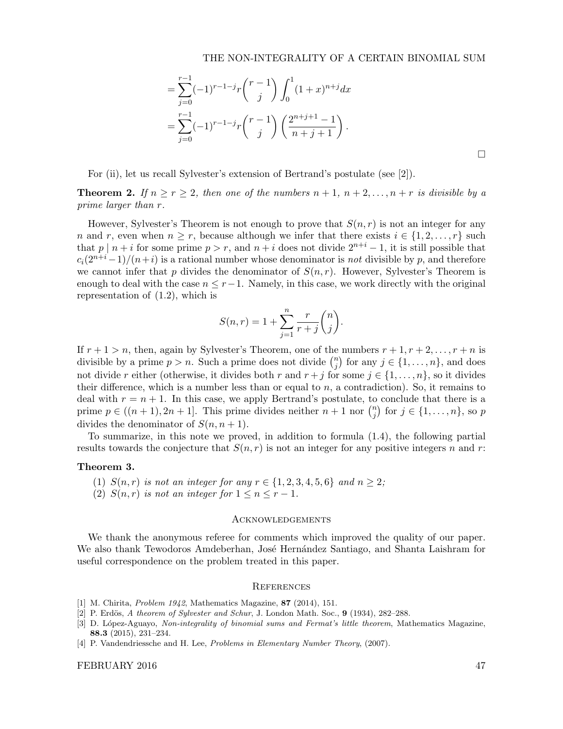$$= \sum_{j=0}^{r-1} (-1)^{r-1-j} r \binom{r-1}{j} \int_0^1 (1+x)^{n+j} dx$$

$$= \sum_{j=0}^{r-1} (-1)^{r-1-j} r \binom{r-1}{j} \left( \frac{2^{n+j+1}-1}{n+j+1} \right).$$

□

For (ii), let us recall Sylvester's extension of Bertrand's postulate (see [2]).

**Theorem 2.** *If $n \geq r \geq 2$, then one of the numbers $n+1, n+2, \ldots, n+r$ is divisible by a prime larger than $r$.*

However, Sylvester's Theorem is not enough to prove that $S(n,r)$ is not an integer for any $n$ and $r$, even when $n \geq r$, because although we infer that there exists $i \in \{1, 2, \ldots, r\}$ such that $p \mid n+i$ for some prime $p > r$, and $n+i$ does not divide $2^{n+i}-1$, it is still possible that $c_i(2^{n+i}-1)/(n+i)$ is a rational number whose denominator is *not* divisible by $p$, and therefore we cannot infer that $p$ divides the denominator of $S(n,r)$. However, Sylvester's Theorem is enough to deal with the case $n \leq r-1$. Namely, in this case, we work directly with the original representation of (1.2), which is

$$S(n,r) = 1 + \sum_{j=1}^{n} \frac{r}{r+j} \binom{n}{j}.$$

If $r+1 > n$, then, again by Sylvester's Theorem, one of the numbers $r+1, r+2, \ldots, r+n$ is divisible by a prime $p > n$. Such a prime does not divide $\binom{n}{j}$ for any $j \in \{1, \ldots, n\}$, and does not divide $r$ either (otherwise, it divides both $r$ and $r+j$ for some $j \in \{1, \ldots, n\}$, so it divides their difference, which is a number less than or equal to $n$, a contradiction). So, it remains to deal with $r = n+1$. In this case, we apply Bertrand's postulate, to conclude that there is a prime $p \in ((n+1), 2n+1]$. This prime divides neither $n+1$ nor $\binom{n}{j}$ for $j \in \{1, \ldots, n\}$, so $p$ divides the denominator of $S(n, n+1)$.

To summarize, in this note we proved, in addition to formula (1.4), the following partial results towards the conjecture that $S(n,r)$ is not an integer for any positive integers $n$ and $r$:

**Theorem 3.**

(1) *$S(n,r)$ is not an integer for any $r \in \{1, 2, 3, 4, 5, 6\}$ and $n \geq 2$;*

(2) *$S(n,r)$ is not an integer for $1 \leq n \leq r-1$.*

## Acknowledgements

We thank the anonymous referee for comments which improved the quality of our paper. We also thank Tewodoros Amdeberhan, José Hernández Santiago, and Shanta Laishram for useful correspondence on the problem treated in this paper.

## References

[1] M. Chirita, *Problem 1942*, Mathematics Magazine, **87** (2014), 151.

[2] P. Erdös, *A theorem of Sylvester and Schur*, J. London Math. Soc., **9** (1934), 282–288.

[3] D. López-Aguayo, *Non-integrality of binomial sums and Fermat's little theorem*, Mathematics Magazine, **88.3** (2015), 231–234.

[4] P. Vandendriessche and H. Lee, *Problems in Elementary Number Theory*, (2007).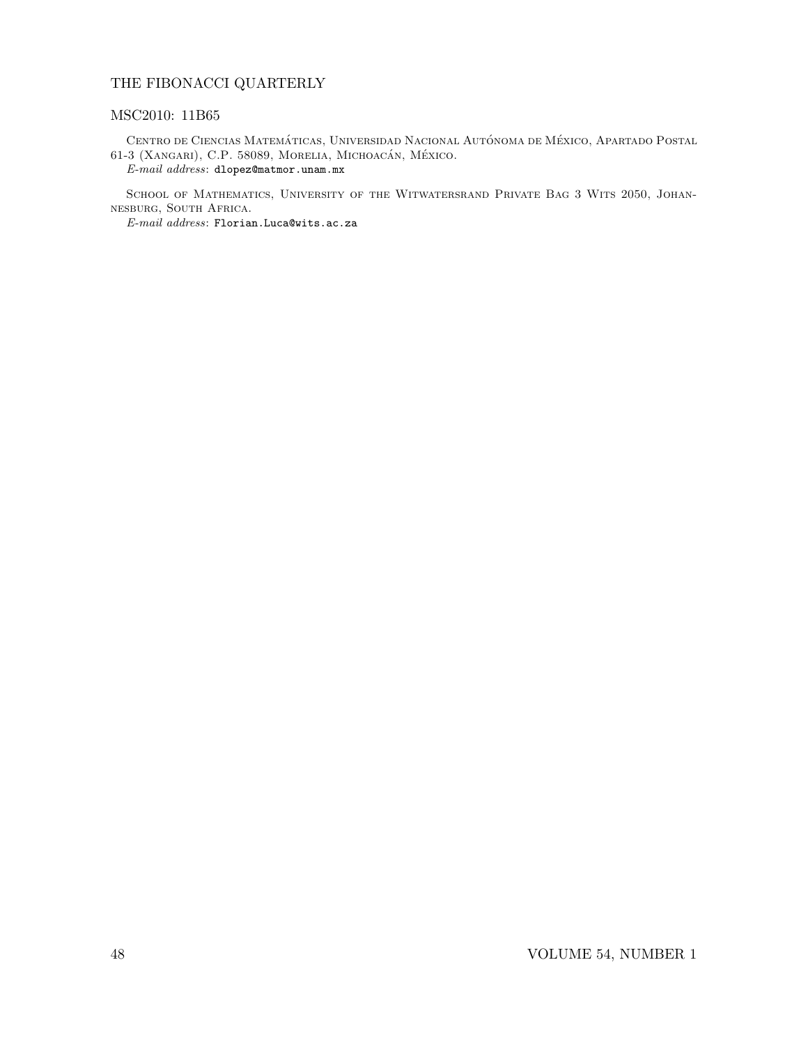MSC2010: 11B65

Centro de Ciencias Matemáticas, Universidad Nacional Autónoma de México, Apartado Postal 61-3 (Xangari), C.P. 58089, Morelia, Michoacán, México.
*E-mail address*: dlopez@matmor.unam.mx

School of Mathematics, University of the Witwatersrand Private Bag 3 Wits 2050, Johannesburg, South Africa.
*E-mail address*: Florian.Luca@wits.ac.za